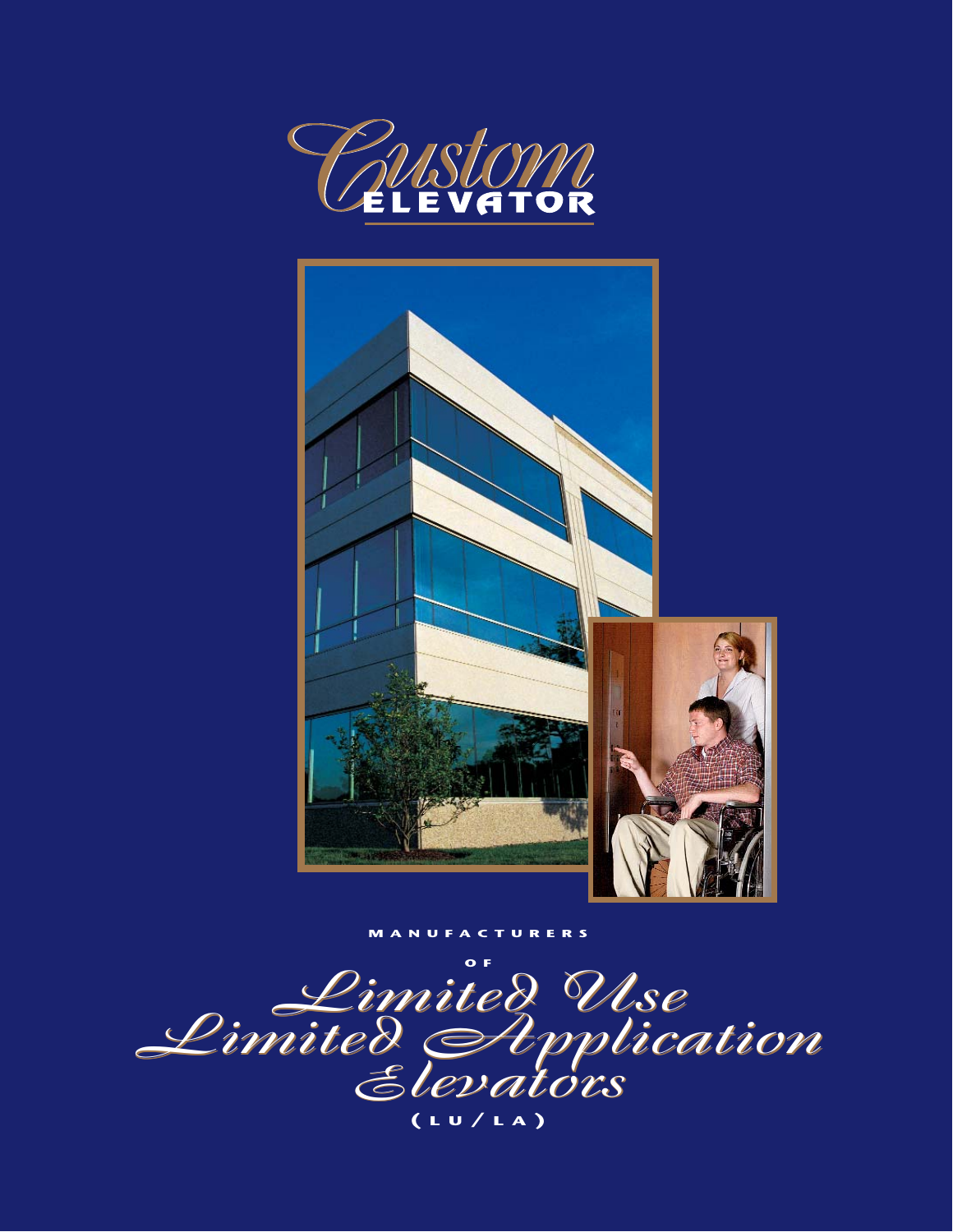# Custom ELEVATOR

MANUFACTURERS

OF

# *Limited Use Limited Application Elevators*

(LU/LA)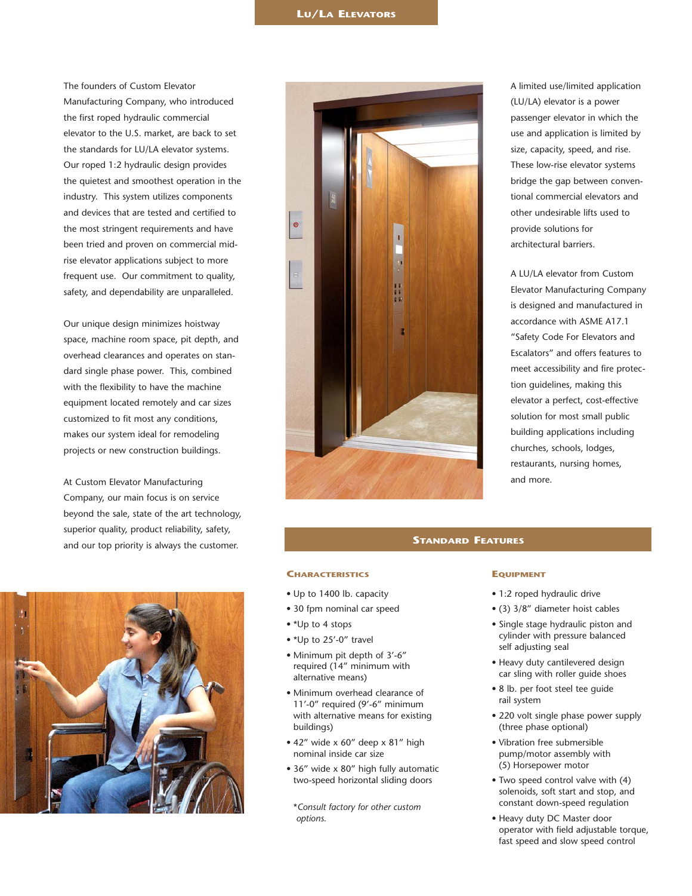# LU/LA Elevators

The founders of Custom Elevator Manufacturing Company, who introduced the first roped hydraulic commercial elevator to the U.S. market, are back to set the standards for LU/LA elevator systems. Our roped 1:2 hydraulic design provides the quietest and smoothest operation in the industry. This system utilizes components and devices that are tested and certified to the most stringent requirements and have been tried and proven on commercial mid-rise elevator applications subject to more frequent use. Our commitment to quality, safety, and dependability are unparalleled.

Our unique design minimizes hoistway space, machine room space, pit depth, and overhead clearances and operates on standard single phase power. This, combined with the flexibility to have the machine equipment located remotely and car sizes customized to fit most any conditions, makes our system ideal for remodeling projects or new construction buildings.

At Custom Elevator Manufacturing Company, our main focus is on service beyond the sale, state of the art technology, superior quality, product reliability, safety, and our top priority is always the customer.

A limited use/limited application (LU/LA) elevator is a power passenger elevator in which the use and application is limited by size, capacity, speed, and rise. These low-rise elevator systems bridge the gap between conventional commercial elevators and other undesirable lifts used to provide solutions for architectural barriers.

A LU/LA elevator from Custom Elevator Manufacturing Company is designed and manufactured in accordance with ASME A17.1 "Safety Code For Elevators and Escalators" and offers features to meet accessibility and fire protection guidelines, making this elevator a perfect, cost-effective solution for most small public building applications including churches, schools, lodges, restaurants, nursing homes, and more.

## Standard Features

### Characteristics

- Up to 1400 lb. capacity
- 30 fpm nominal car speed
- *Up to 4 stops
- *Up to 25'-0" travel
- Minimum pit depth of 3'-6" required (14" minimum with alternative means)
- Minimum overhead clearance of 11'-0" required (9'-6" minimum with alternative means for existing buildings)
- 42" wide x 60" deep x 81" high nominal inside car size
- 36" wide x 80" high fully automatic two-speed horizontal sliding doors

*\*Consult factory for other custom options.*

### Equipment

- 1:2 roped hydraulic drive
- (3) 3/8" diameter hoist cables
- Single stage hydraulic piston and cylinder with pressure balanced self adjusting seal
- Heavy duty cantilevered design car sling with roller guide shoes
- 8 lb. per foot steel tee guide rail system
- 220 volt single phase power supply (three phase optional)
- Vibration free submersible pump/motor assembly with (5) Horsepower motor
- Two speed control valve with (4) solenoids, soft start and stop, and constant down-speed regulation
- Heavy duty DC Master door operator with field adjustable torque, fast speed and slow speed control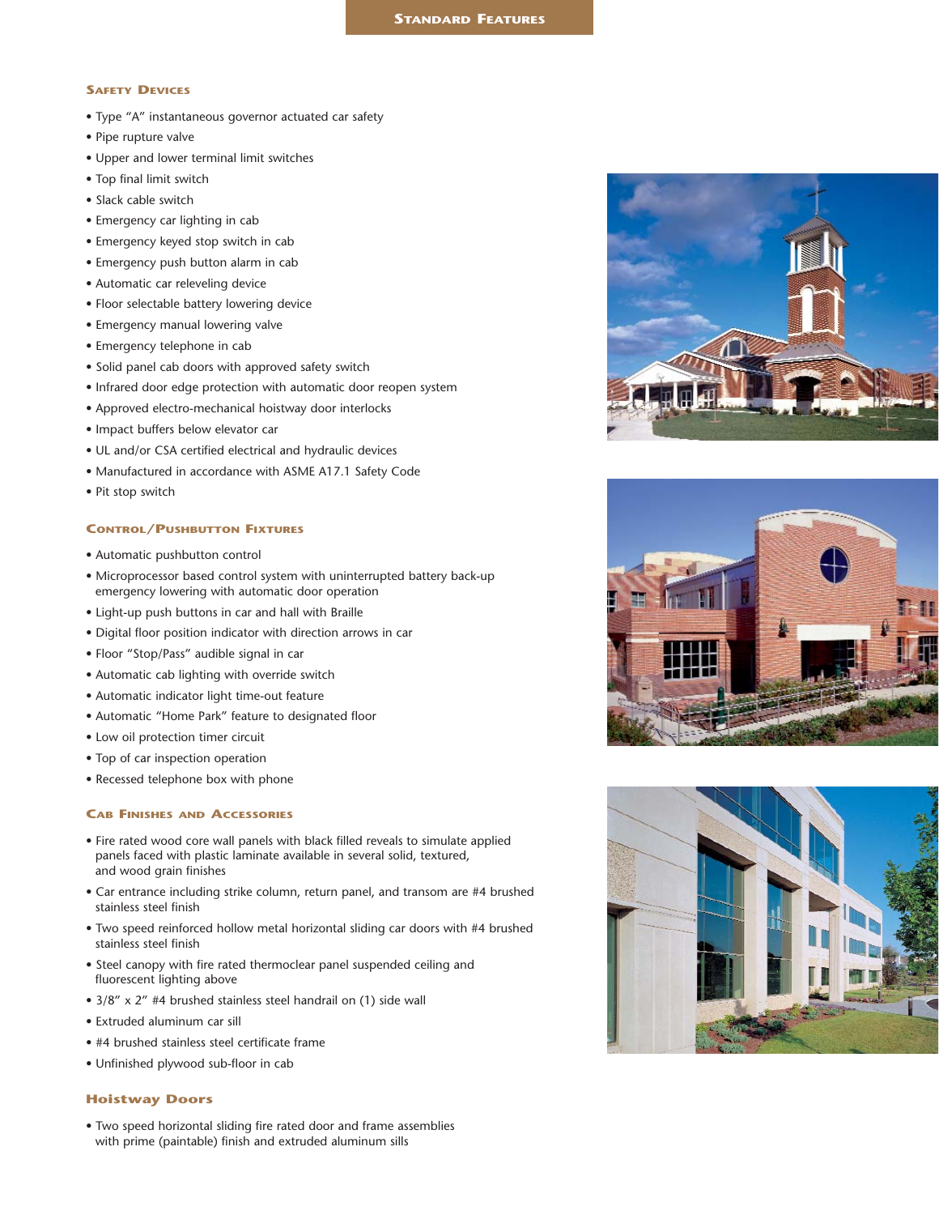# Standard Features

## Safety Devices

- Type "A" instantaneous governor actuated car safety
- Pipe rupture valve
- Upper and lower terminal limit switches
- Top final limit switch
- Slack cable switch
- Emergency car lighting in cab
- Emergency keyed stop switch in cab
- Emergency push button alarm in cab
- Automatic car releveling device
- Floor selectable battery lowering device
- Emergency manual lowering valve
- Emergency telephone in cab
- Solid panel cab doors with approved safety switch
- Infrared door edge protection with automatic door reopen system
- Approved electro-mechanical hoistway door interlocks
- Impact buffers below elevator car
- UL and/or CSA certified electrical and hydraulic devices
- Manufactured in accordance with ASME A17.1 Safety Code
- Pit stop switch

## Control/Pushbutton Fixtures

- Automatic pushbutton control
- Microprocessor based control system with uninterrupted battery back-up emergency lowering with automatic door operation
- Light-up push buttons in car and hall with Braille
- Digital floor position indicator with direction arrows in car
- Floor "Stop/Pass" audible signal in car
- Automatic cab lighting with override switch
- Automatic indicator light time-out feature
- Automatic "Home Park" feature to designated floor
- Low oil protection timer circuit
- Top of car inspection operation
- Recessed telephone box with phone

## Cab Finishes and Accessories

- Fire rated wood core wall panels with black filled reveals to simulate applied panels faced with plastic laminate available in several solid, textured, and wood grain finishes
- Car entrance including strike column, return panel, and transom are #4 brushed stainless steel finish
- Two speed reinforced hollow metal horizontal sliding car doors with #4 brushed stainless steel finish
- Steel canopy with fire rated thermoclear panel suspended ceiling and fluorescent lighting above
- 3/8" x 2" #4 brushed stainless steel handrail on (1) side wall
- Extruded aluminum car sill
- #4 brushed stainless steel certificate frame
- Unfinished plywood sub-floor in cab

## Hoistway Doors

- Two speed horizontal sliding fire rated door and frame assemblies with prime (paintable) finish and extruded aluminum sills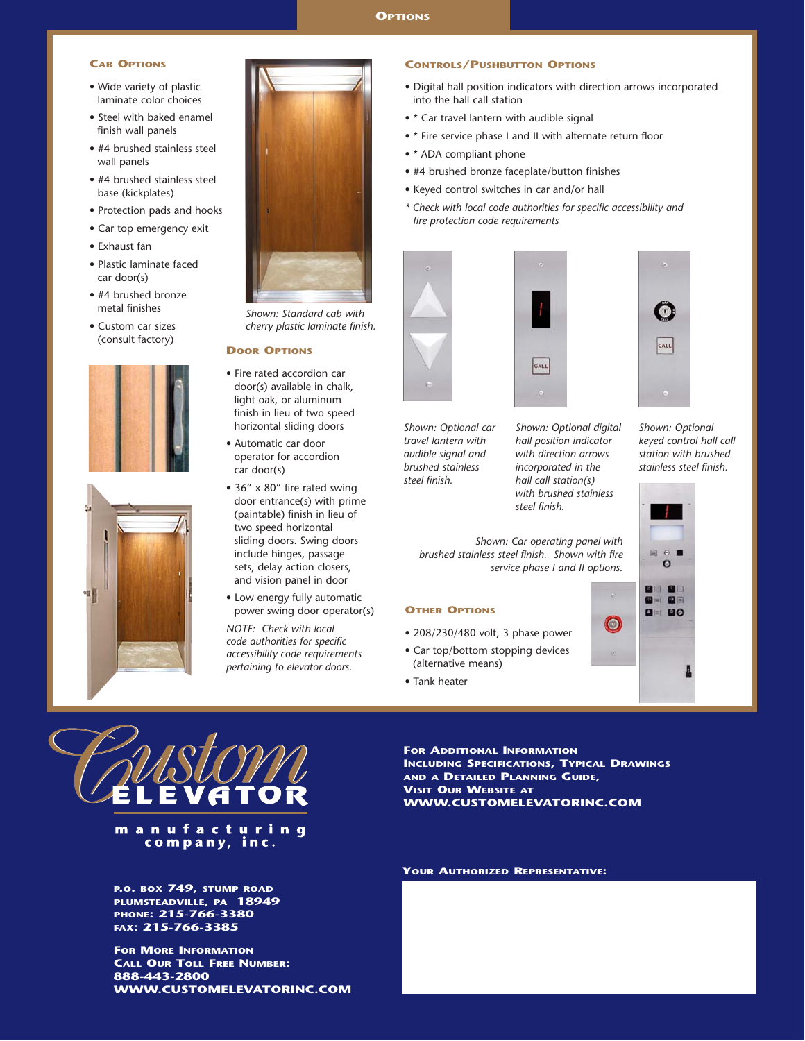## Options

### Cab Options

- Wide variety of plastic laminate color choices
- Steel with baked enamel finish wall panels
- #4 brushed stainless steel wall panels
- #4 brushed stainless steel base (kickplates)
- Protection pads and hooks
- Car top emergency exit
- Exhaust fan
- Plastic laminate faced car door(s)
- #4 brushed bronze metal finishes
- Custom car sizes (consult factory)

*Shown: Standard cab with cherry plastic laminate finish.*

### Door Options

- Fire rated accordion car door(s) available in chalk, light oak, or aluminum finish in lieu of two speed horizontal sliding doors
- Automatic car door operator for accordion car door(s)
- 36″ x 80″ fire rated swing door entrance(s) with prime (paintable) finish in lieu of two speed horizontal sliding doors. Swing doors include hinges, passage sets, delay action closers, and vision panel in door
- Low energy fully automatic power swing door operator(s)

*NOTE: Check with local code authorities for specific accessibility code requirements pertaining to elevator doors.*

### Controls/Pushbutton Options

- Digital hall position indicators with direction arrows incorporated into the hall call station
- * Car travel lantern with audible signal
- * Fire service phase I and II with alternate return floor
- * ADA compliant phone
- #4 brushed bronze faceplate/button finishes
- Keyed control switches in car and/or hall

*\* Check with local code authorities for specific accessibility and fire protection code requirements*

*Shown: Optional car travel lantern with audible signal and brushed stainless steel finish.*

*Shown: Optional digital hall position indicator with direction arrows incorporated in the hall call station(s) with brushed stainless steel finish.*

*Shown: Optional keyed control hall call station with brushed stainless steel finish.*

*Shown: Car operating panel with brushed stainless steel finish. Shown with fire service phase I and II options.*

### Other Options

- 208/230/480 volt, 3 phase power
- Car top/bottom stopping devices (alternative means)
- Tank heater

**Custom Elevator manufacturing company, inc.**

P.O. Box 749, Stump Road
Plumsteadville, PA 18949
Phone: 215-766-3380
Fax: 215-766-3385

**For More Information Call Our Toll Free Number:**
**888-443-2800**
**WWW.CUSTOMELEVATORINC.COM**

**For Additional Information Including Specifications, Typical Drawings and a Detailed Planning Guide, Visit Our Website at WWW.CUSTOMELEVATORINC.COM**

**Your Authorized Representative:**